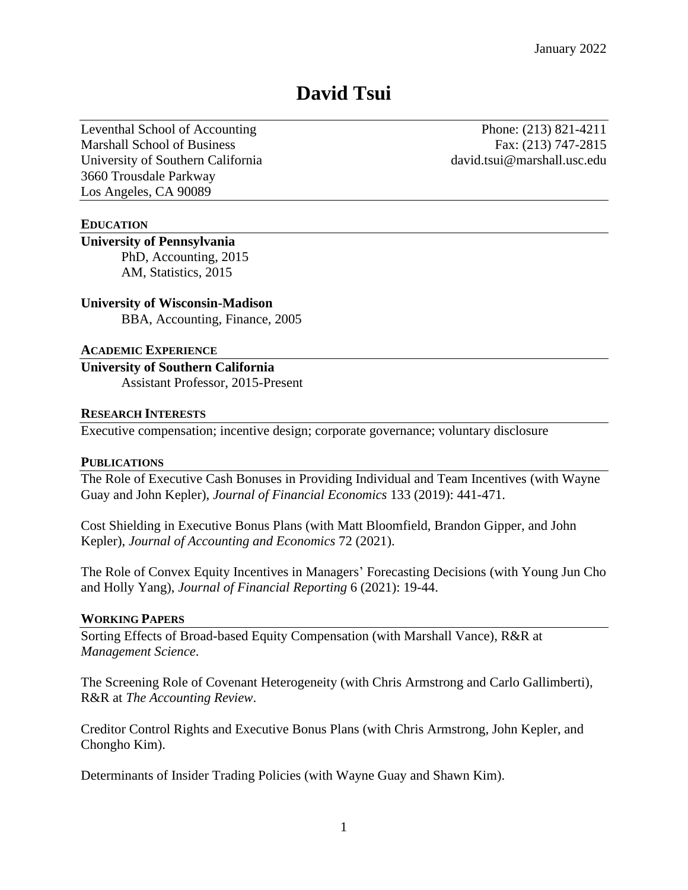January 2022

# David Tsui

Leventhal School of Accounting
Marshall School of Business
University of Southern California
3660 Trousdale Parkway
Los Angeles, CA 90089

Phone: (213) 821-4211
Fax: (213) 747-2815
david.tsui@marshall.usc.edu

## EDUCATION

**University of Pennsylvania**

PhD, Accounting, 2015
AM, Statistics, 2015

**University of Wisconsin-Madison**

BBA, Accounting, Finance, 2005

## ACADEMIC EXPERIENCE

**University of Southern California**

Assistant Professor, 2015-Present

## RESEARCH INTERESTS

Executive compensation; incentive design; corporate governance; voluntary disclosure

## PUBLICATIONS

The Role of Executive Cash Bonuses in Providing Individual and Team Incentives (with Wayne Guay and John Kepler), *Journal of Financial Economics* 133 (2019): 441-471.

Cost Shielding in Executive Bonus Plans (with Matt Bloomfield, Brandon Gipper, and John Kepler), *Journal of Accounting and Economics* 72 (2021).

The Role of Convex Equity Incentives in Managers' Forecasting Decisions (with Young Jun Cho and Holly Yang), *Journal of Financial Reporting* 6 (2021): 19-44.

## WORKING PAPERS

Sorting Effects of Broad-based Equity Compensation (with Marshall Vance), R&R at *Management Science*.

The Screening Role of Covenant Heterogeneity (with Chris Armstrong and Carlo Gallimberti), R&R at *The Accounting Review*.

Creditor Control Rights and Executive Bonus Plans (with Chris Armstrong, John Kepler, and Chongho Kim).

Determinants of Insider Trading Policies (with Wayne Guay and Shawn Kim).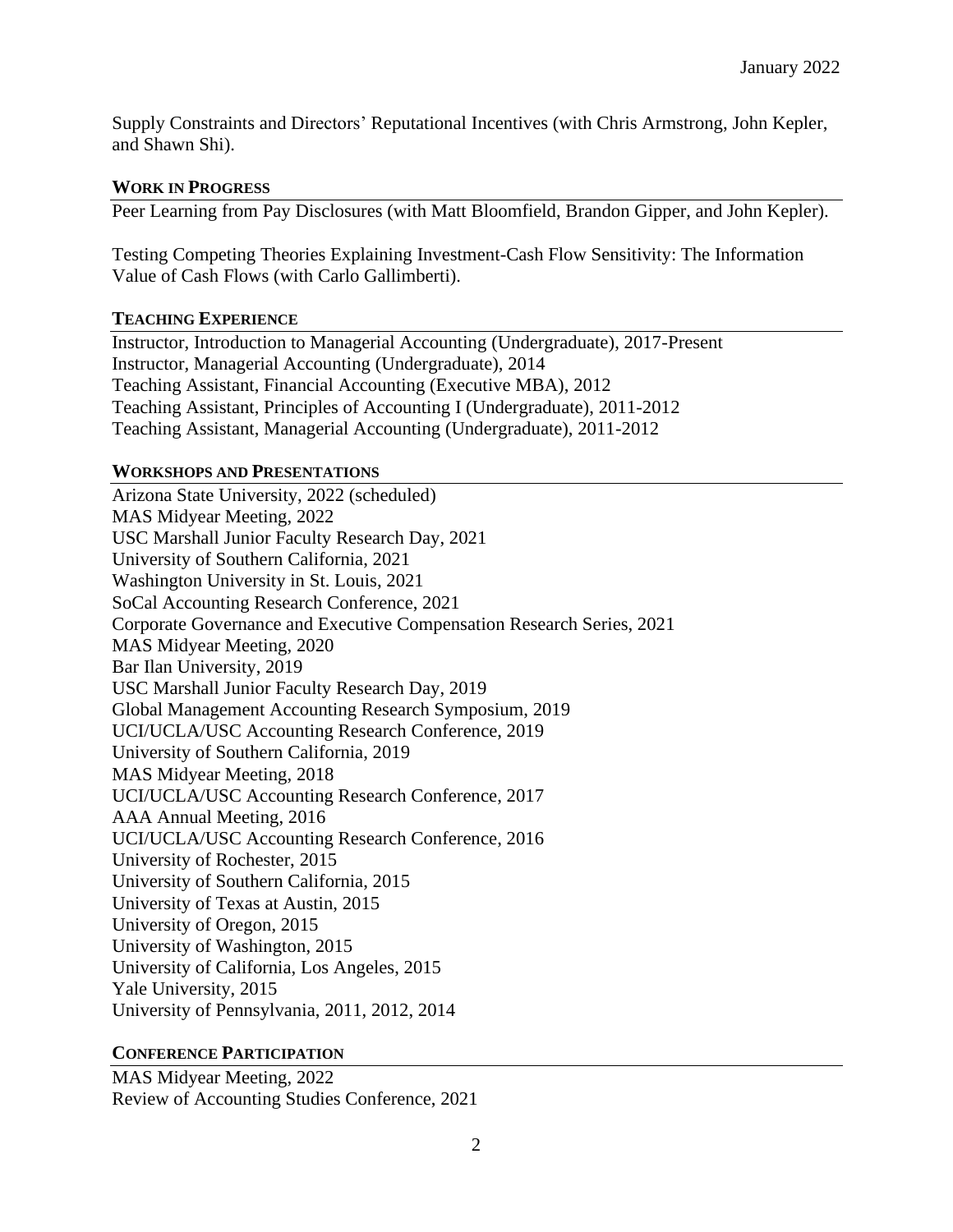Supply Constraints and Directors' Reputational Incentives (with Chris Armstrong, John Kepler, and Shawn Shi).

## WORK IN PROGRESS

Peer Learning from Pay Disclosures (with Matt Bloomfield, Brandon Gipper, and John Kepler).

Testing Competing Theories Explaining Investment-Cash Flow Sensitivity: The Information Value of Cash Flows (with Carlo Gallimberti).

## TEACHING EXPERIENCE

Instructor, Introduction to Managerial Accounting (Undergraduate), 2017-Present
Instructor, Managerial Accounting (Undergraduate), 2014
Teaching Assistant, Financial Accounting (Executive MBA), 2012
Teaching Assistant, Principles of Accounting I (Undergraduate), 2011-2012
Teaching Assistant, Managerial Accounting (Undergraduate), 2011-2012

## WORKSHOPS AND PRESENTATIONS

Arizona State University, 2022 (scheduled)
MAS Midyear Meeting, 2022
USC Marshall Junior Faculty Research Day, 2021
University of Southern California, 2021
Washington University in St. Louis, 2021
SoCal Accounting Research Conference, 2021
Corporate Governance and Executive Compensation Research Series, 2021
MAS Midyear Meeting, 2020
Bar Ilan University, 2019
USC Marshall Junior Faculty Research Day, 2019
Global Management Accounting Research Symposium, 2019
UCI/UCLA/USC Accounting Research Conference, 2019
University of Southern California, 2019
MAS Midyear Meeting, 2018
UCI/UCLA/USC Accounting Research Conference, 2017
AAA Annual Meeting, 2016
UCI/UCLA/USC Accounting Research Conference, 2016
University of Rochester, 2015
University of Southern California, 2015
University of Texas at Austin, 2015
University of Oregon, 2015
University of Washington, 2015
University of California, Los Angeles, 2015
Yale University, 2015
University of Pennsylvania, 2011, 2012, 2014

## CONFERENCE PARTICIPATION

MAS Midyear Meeting, 2022
Review of Accounting Studies Conference, 2021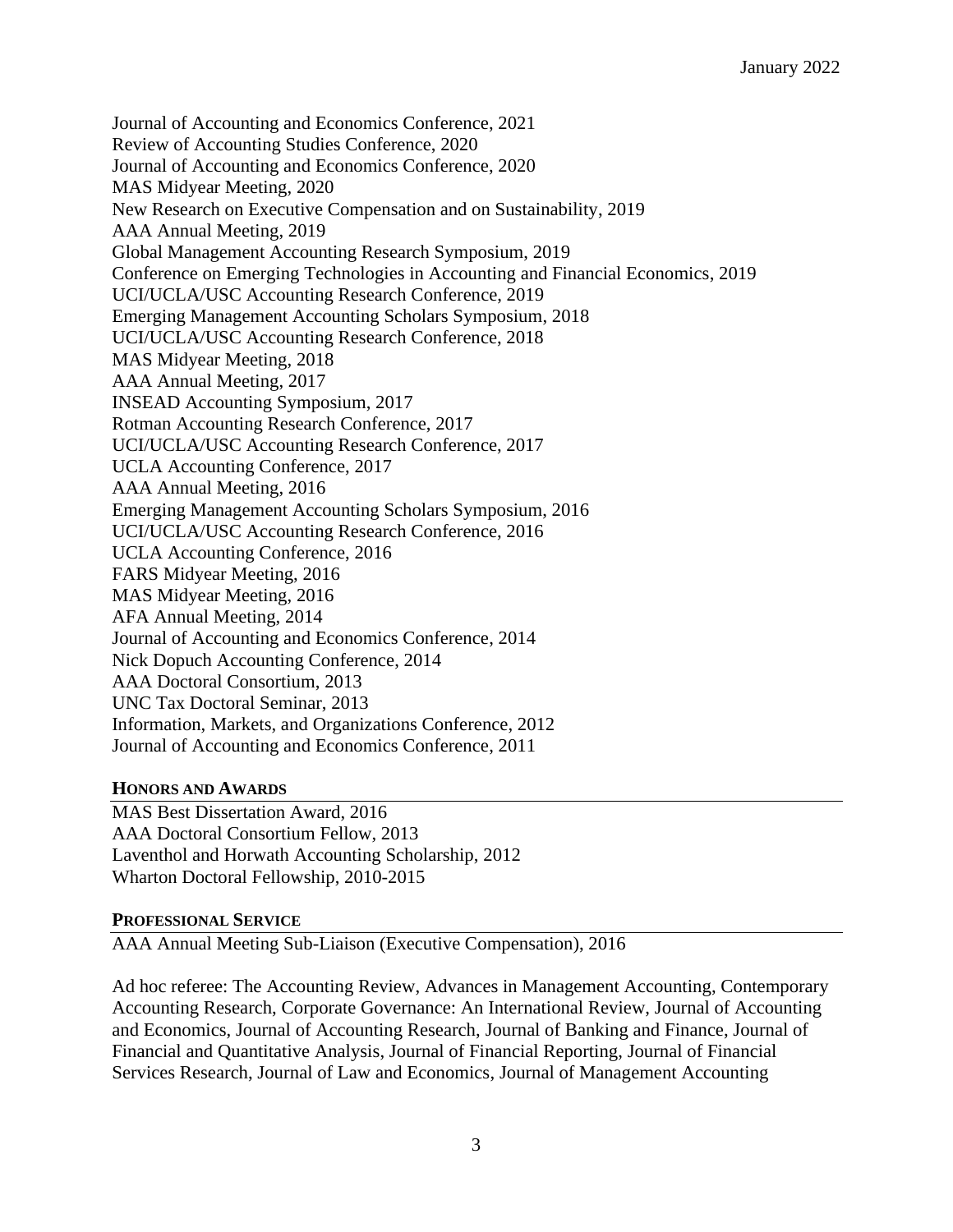Journal of Accounting and Economics Conference, 2021
Review of Accounting Studies Conference, 2020
Journal of Accounting and Economics Conference, 2020
MAS Midyear Meeting, 2020
New Research on Executive Compensation and on Sustainability, 2019
AAA Annual Meeting, 2019
Global Management Accounting Research Symposium, 2019
Conference on Emerging Technologies in Accounting and Financial Economics, 2019
UCI/UCLA/USC Accounting Research Conference, 2019
Emerging Management Accounting Scholars Symposium, 2018
UCI/UCLA/USC Accounting Research Conference, 2018
MAS Midyear Meeting, 2018
AAA Annual Meeting, 2017
INSEAD Accounting Symposium, 2017
Rotman Accounting Research Conference, 2017
UCI/UCLA/USC Accounting Research Conference, 2017
UCLA Accounting Conference, 2017
AAA Annual Meeting, 2016
Emerging Management Accounting Scholars Symposium, 2016
UCI/UCLA/USC Accounting Research Conference, 2016
UCLA Accounting Conference, 2016
FARS Midyear Meeting, 2016
MAS Midyear Meeting, 2016
AFA Annual Meeting, 2014
Journal of Accounting and Economics Conference, 2014
Nick Dopuch Accounting Conference, 2014
AAA Doctoral Consortium, 2013
UNC Tax Doctoral Seminar, 2013
Information, Markets, and Organizations Conference, 2012
Journal of Accounting and Economics Conference, 2011

## HONORS AND AWARDS

MAS Best Dissertation Award, 2016
AAA Doctoral Consortium Fellow, 2013
Laventhol and Horwath Accounting Scholarship, 2012
Wharton Doctoral Fellowship, 2010-2015

## PROFESSIONAL SERVICE

AAA Annual Meeting Sub-Liaison (Executive Compensation), 2016

Ad hoc referee: The Accounting Review, Advances in Management Accounting, Contemporary Accounting Research, Corporate Governance: An International Review, Journal of Accounting and Economics, Journal of Accounting Research, Journal of Banking and Finance, Journal of Financial and Quantitative Analysis, Journal of Financial Reporting, Journal of Financial Services Research, Journal of Law and Economics, Journal of Management Accounting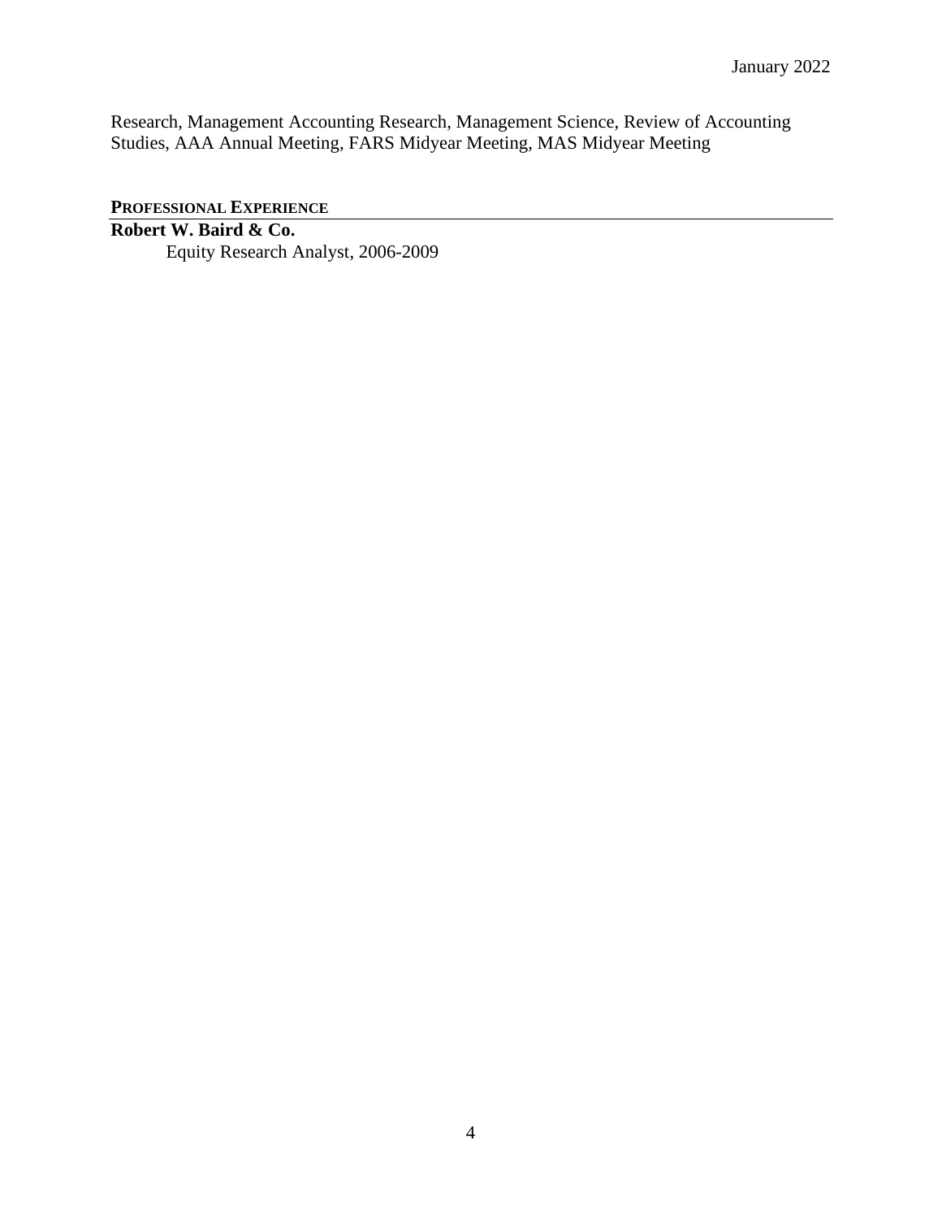Research, Management Accounting Research, Management Science, Review of Accounting Studies, AAA Annual Meeting, FARS Midyear Meeting, MAS Midyear Meeting

## PROFESSIONAL EXPERIENCE

**Robert W. Baird & Co.**

Equity Research Analyst, 2006-2009